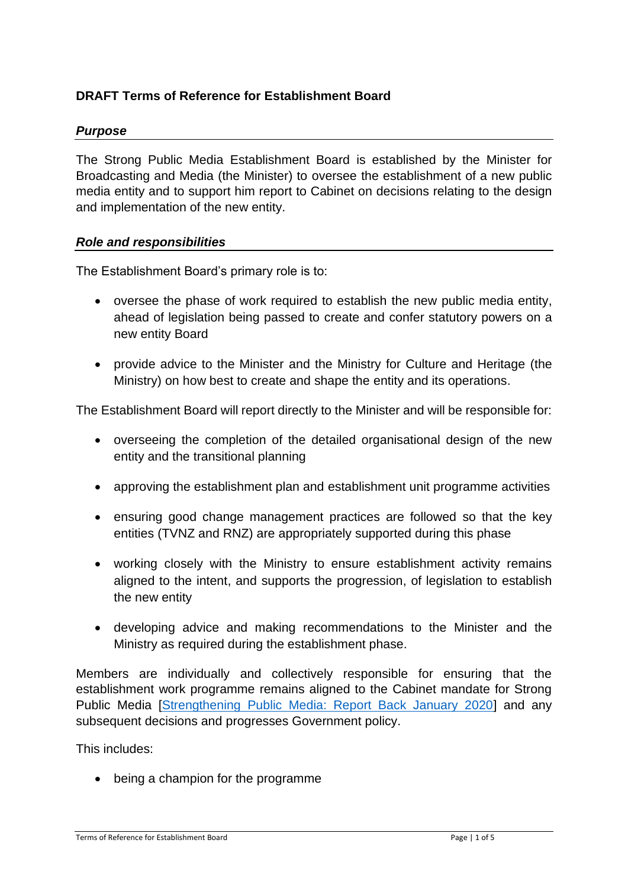**DRAFT Terms of Reference for Establishment Board**

### *Purpose*

The Strong Public Media Establishment Board is established by the Minister for Broadcasting and Media (the Minister) to oversee the establishment of a new public media entity and to support him report to Cabinet on decisions relating to the design and implementation of the new entity.

### *Role and responsibilities*

The Establishment Board's primary role is to:

- oversee the phase of work required to establish the new public media entity, ahead of legislation being passed to create and confer statutory powers on a new entity Board
- provide advice to the Minister and the Ministry for Culture and Heritage (the Ministry) on how best to create and shape the entity and its operations.

The Establishment Board will report directly to the Minister and will be responsible for:

- overseeing the completion of the detailed organisational design of the new entity and the transitional planning
- approving the establishment plan and establishment unit programme activities
- ensuring good change management practices are followed so that the key entities (TVNZ and RNZ) are appropriately supported during this phase
- working closely with the Ministry to ensure establishment activity remains aligned to the intent, and supports the progression, of legislation to establish the new entity
- developing advice and making recommendations to the Minister and the Ministry as required during the establishment phase.

Members are individually and collectively responsible for ensuring that the establishment work programme remains aligned to the Cabinet mandate for Strong Public Media [Strengthening Public Media: Report Back January 2020] and any subsequent decisions and progresses Government policy.

This includes:

- being a champion for the programme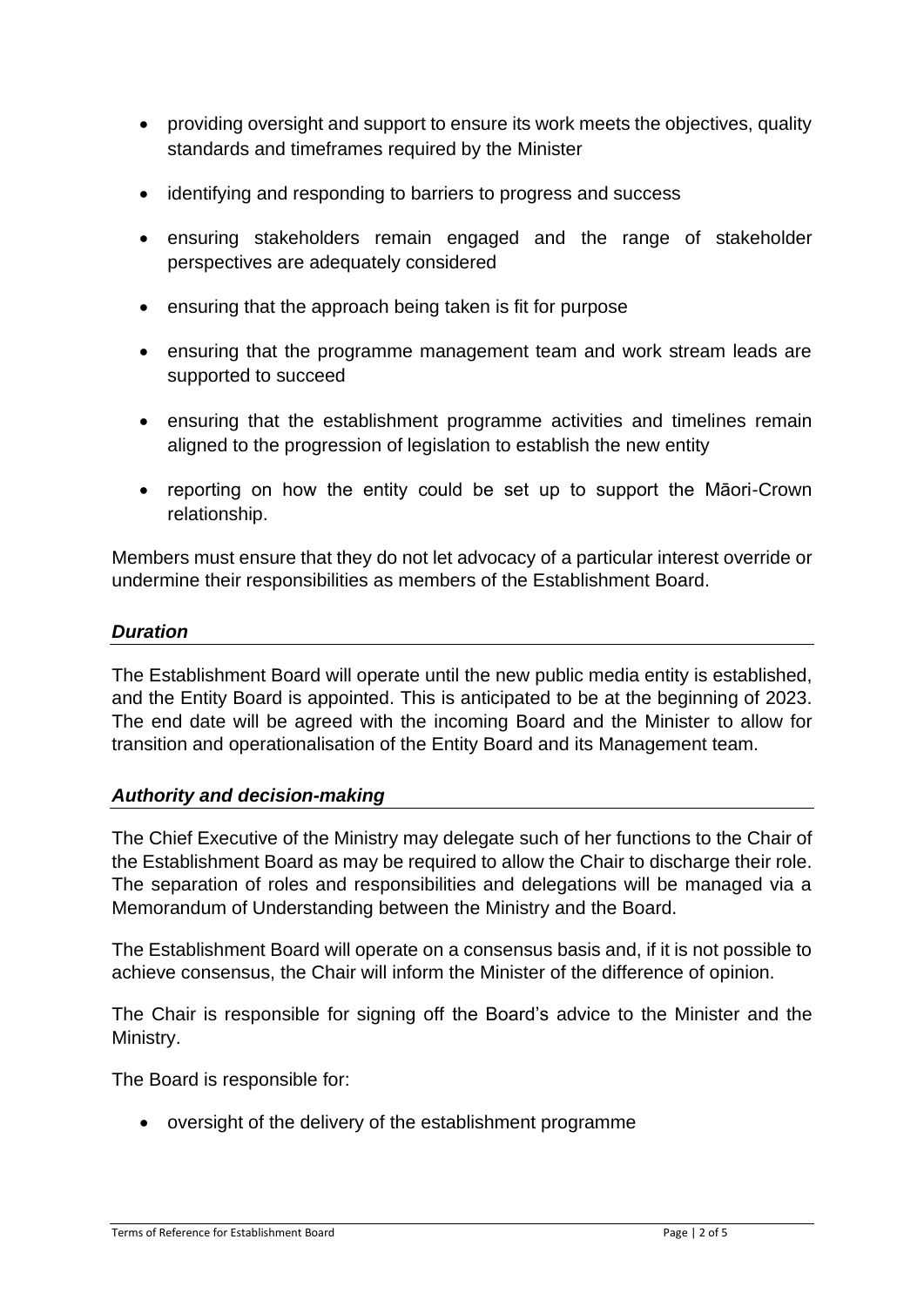- providing oversight and support to ensure its work meets the objectives, quality standards and timeframes required by the Minister
- identifying and responding to barriers to progress and success
- ensuring stakeholders remain engaged and the range of stakeholder perspectives are adequately considered
- ensuring that the approach being taken is fit for purpose
- ensuring that the programme management team and work stream leads are supported to succeed
- ensuring that the establishment programme activities and timelines remain aligned to the progression of legislation to establish the new entity
- reporting on how the entity could be set up to support the Māori-Crown relationship.

Members must ensure that they do not let advocacy of a particular interest override or undermine their responsibilities as members of the Establishment Board.

### ***Duration***

The Establishment Board will operate until the new public media entity is established, and the Entity Board is appointed. This is anticipated to be at the beginning of 2023. The end date will be agreed with the incoming Board and the Minister to allow for transition and operationalisation of the Entity Board and its Management team.

### ***Authority and decision-making***

The Chief Executive of the Ministry may delegate such of her functions to the Chair of the Establishment Board as may be required to allow the Chair to discharge their role. The separation of roles and responsibilities and delegations will be managed via a Memorandum of Understanding between the Ministry and the Board.

The Establishment Board will operate on a consensus basis and, if it is not possible to achieve consensus, the Chair will inform the Minister of the difference of opinion.

The Chair is responsible for signing off the Board's advice to the Minister and the Ministry.

The Board is responsible for:

- oversight of the delivery of the establishment programme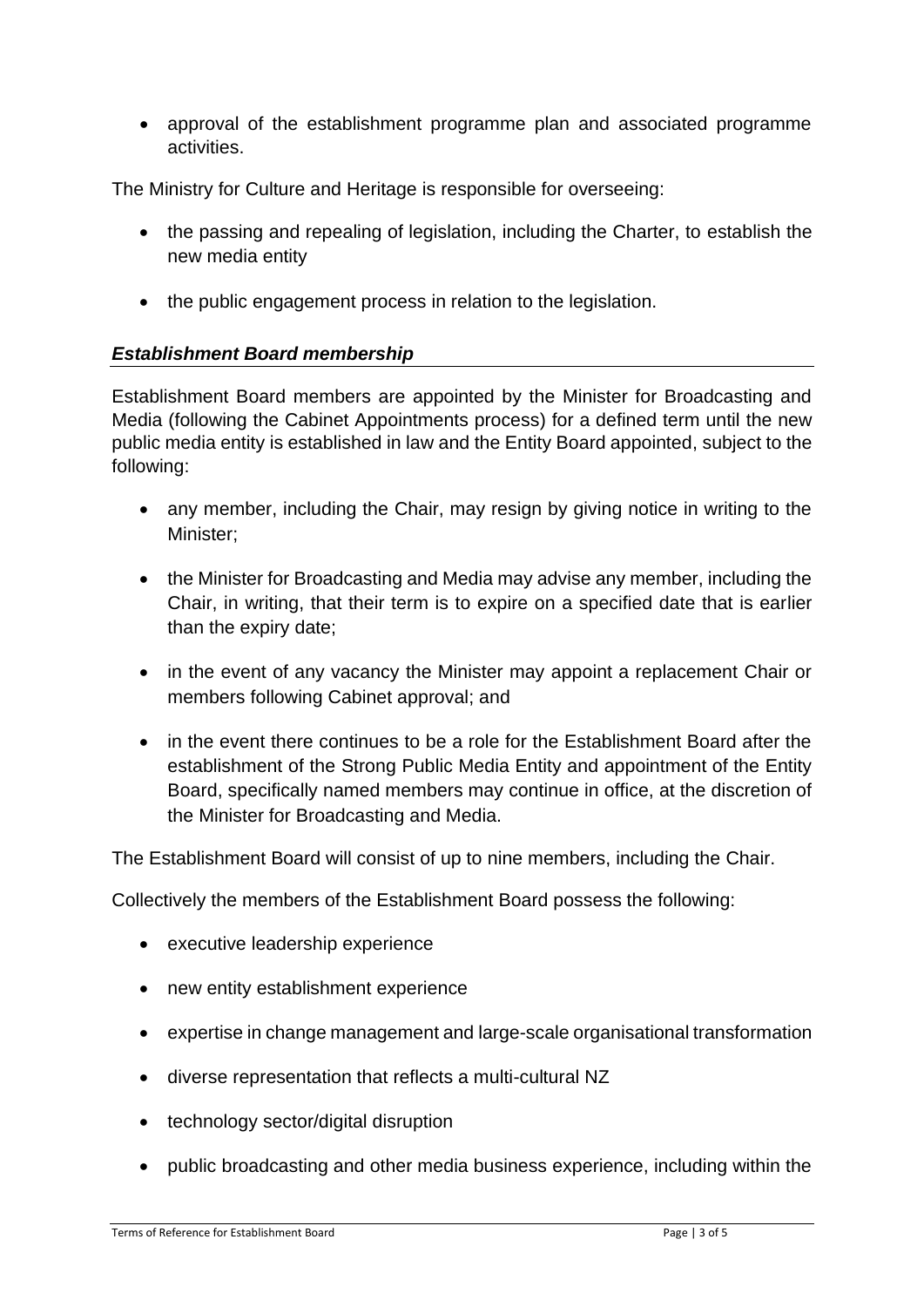- approval of the establishment programme plan and associated programme activities.

The Ministry for Culture and Heritage is responsible for overseeing:

- the passing and repealing of legislation, including the Charter, to establish the new media entity
- the public engagement process in relation to the legislation.

### ***Establishment Board membership***

Establishment Board members are appointed by the Minister for Broadcasting and Media (following the Cabinet Appointments process) for a defined term until the new public media entity is established in law and the Entity Board appointed, subject to the following:

- any member, including the Chair, may resign by giving notice in writing to the Minister;
- the Minister for Broadcasting and Media may advise any member, including the Chair, in writing, that their term is to expire on a specified date that is earlier than the expiry date;
- in the event of any vacancy the Minister may appoint a replacement Chair or members following Cabinet approval; and
- in the event there continues to be a role for the Establishment Board after the establishment of the Strong Public Media Entity and appointment of the Entity Board, specifically named members may continue in office, at the discretion of the Minister for Broadcasting and Media.

The Establishment Board will consist of up to nine members, including the Chair.

Collectively the members of the Establishment Board possess the following:

- executive leadership experience
- new entity establishment experience
- expertise in change management and large-scale organisational transformation
- diverse representation that reflects a multi-cultural NZ
- technology sector/digital disruption
- public broadcasting and other media business experience, including within the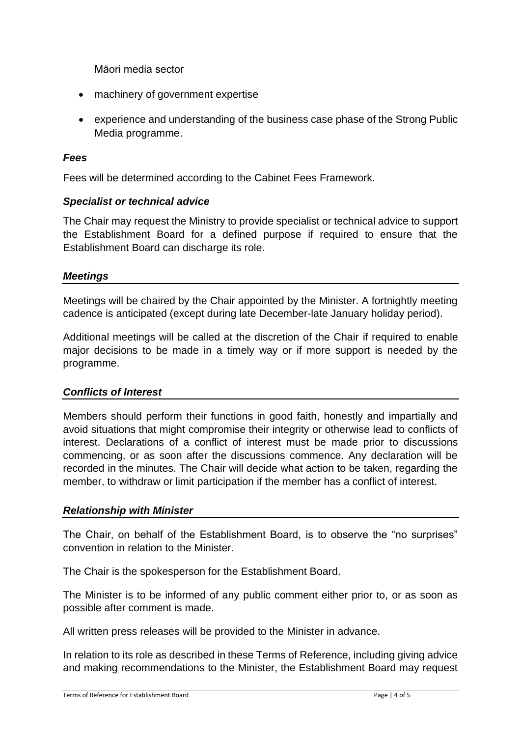Māori media sector

- machinery of government expertise
- experience and understanding of the business case phase of the Strong Public Media programme.

### *Fees*

Fees will be determined according to the Cabinet Fees Framework.

### *Specialist or technical advice*

The Chair may request the Ministry to provide specialist or technical advice to support the Establishment Board for a defined purpose if required to ensure that the Establishment Board can discharge its role.

### *Meetings*

Meetings will be chaired by the Chair appointed by the Minister. A fortnightly meeting cadence is anticipated (except during late December-late January holiday period).

Additional meetings will be called at the discretion of the Chair if required to enable major decisions to be made in a timely way or if more support is needed by the programme.

### *Conflicts of Interest*

Members should perform their functions in good faith, honestly and impartially and avoid situations that might compromise their integrity or otherwise lead to conflicts of interest. Declarations of a conflict of interest must be made prior to discussions commencing, or as soon after the discussions commence. Any declaration will be recorded in the minutes. The Chair will decide what action to be taken, regarding the member, to withdraw or limit participation if the member has a conflict of interest.

### *Relationship with Minister*

The Chair, on behalf of the Establishment Board, is to observe the "no surprises" convention in relation to the Minister.

The Chair is the spokesperson for the Establishment Board.

The Minister is to be informed of any public comment either prior to, or as soon as possible after comment is made.

All written press releases will be provided to the Minister in advance.

In relation to its role as described in these Terms of Reference, including giving advice and making recommendations to the Minister, the Establishment Board may request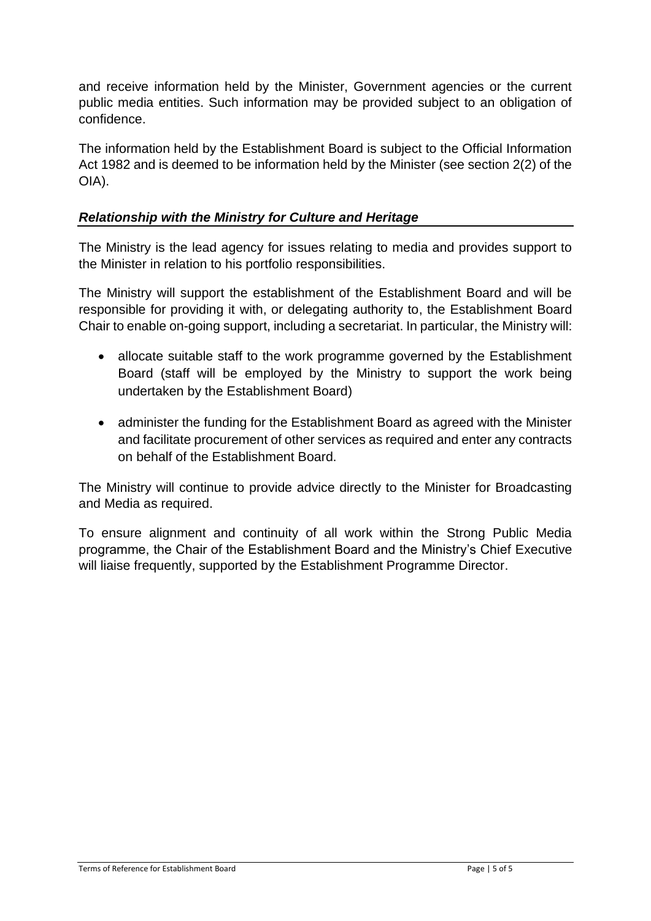and receive information held by the Minister, Government agencies or the current public media entities. Such information may be provided subject to an obligation of confidence.

The information held by the Establishment Board is subject to the Official Information Act 1982 and is deemed to be information held by the Minister (see section 2(2) of the OIA).

### *Relationship with the Ministry for Culture and Heritage*

The Ministry is the lead agency for issues relating to media and provides support to the Minister in relation to his portfolio responsibilities.

The Ministry will support the establishment of the Establishment Board and will be responsible for providing it with, or delegating authority to, the Establishment Board Chair to enable on-going support, including a secretariat. In particular, the Ministry will:

- allocate suitable staff to the work programme governed by the Establishment Board (staff will be employed by the Ministry to support the work being undertaken by the Establishment Board)
- administer the funding for the Establishment Board as agreed with the Minister and facilitate procurement of other services as required and enter any contracts on behalf of the Establishment Board.

The Ministry will continue to provide advice directly to the Minister for Broadcasting and Media as required.

To ensure alignment and continuity of all work within the Strong Public Media programme, the Chair of the Establishment Board and the Ministry's Chief Executive will liaise frequently, supported by the Establishment Programme Director.